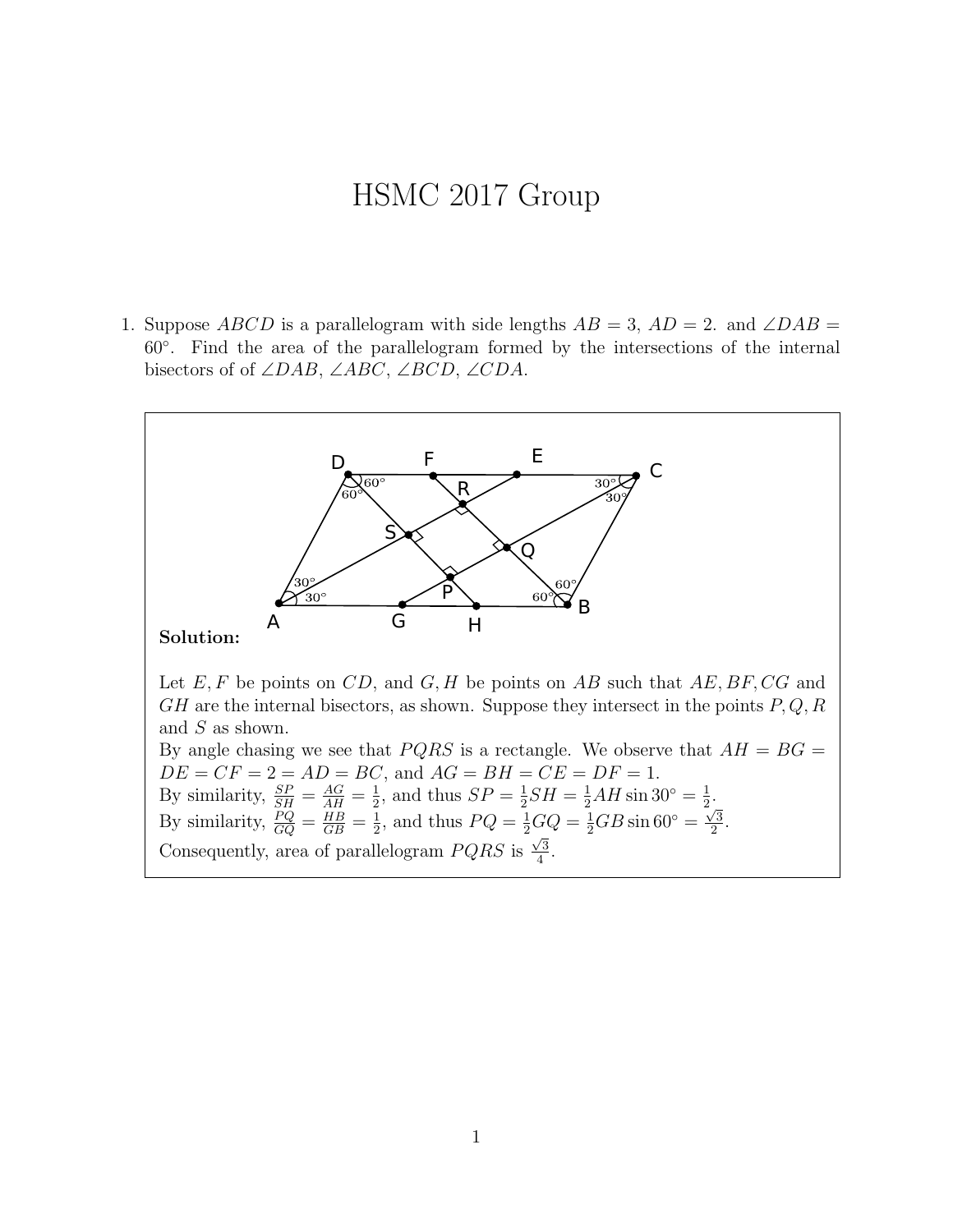# HSMC 2017 Group

1. Suppose $ABCD$ is a parallelogram with side lengths $AB = 3$, $AD = 2$. and $\angle DAB = 60^\circ$. Find the area of the parallelogram formed by the intersections of the internal bisectors of of $\angle DAB$, $\angle ABC$, $\angle BCD$, $\angle CDA$.

**Solution:**

Let $E, F$ be points on $CD$, and $G, H$ be points on $AB$ such that $AE, BF, CG$ and $GH$ are the internal bisectors, as shown. Suppose they intersect in the points $P, Q, R$ and $S$ as shown.
By angle chasing we see that $PQRS$ is a rectangle. We observe that $AH = BG = DE = CF = 2 = AD = BC$, and $AG = BH = CE = DF = 1$.
By similarity, $\frac{SP}{SH} = \frac{AG}{AH} = \frac{1}{2}$, and thus $SP = \frac{1}{2}SH = \frac{1}{2}AH \sin 30^\circ = \frac{1}{2}$.
By similarity, $\frac{PQ}{GQ} = \frac{HB}{GB} = \frac{1}{2}$, and thus $PQ = \frac{1}{2}GQ = \frac{1}{2}GB \sin 60^\circ = \frac{\sqrt{3}}{2}$.
Consequently, area of parallelogram $PQRS$ is $\frac{\sqrt{3}}{4}$.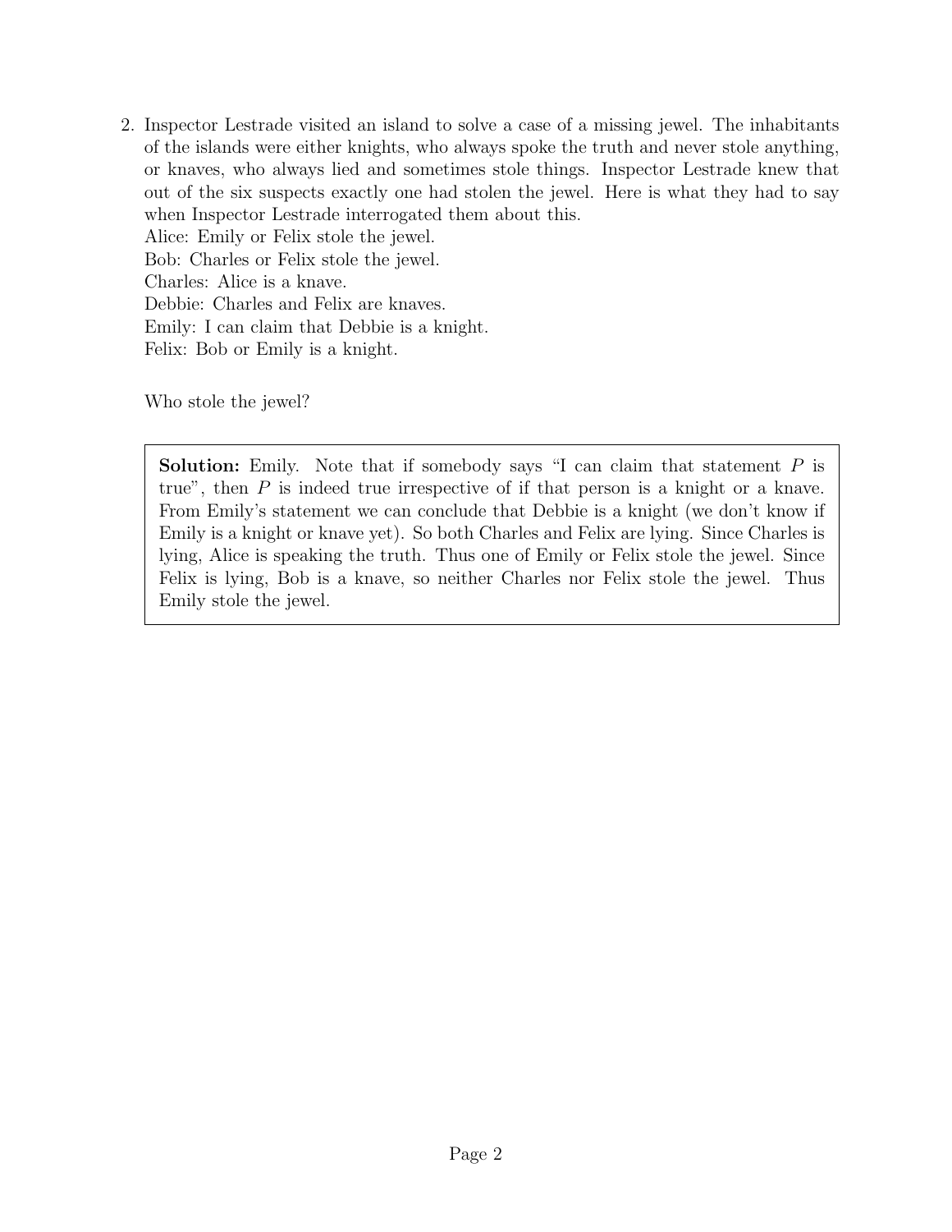2. Inspector Lestrade visited an island to solve a case of a missing jewel. The inhabitants of the islands were either knights, who always spoke the truth and never stole anything, or knaves, who always lied and sometimes stole things. Inspector Lestrade knew that out of the six suspects exactly one had stolen the jewel. Here is what they had to say when Inspector Lestrade interrogated them about this.

   Alice: Emily or Felix stole the jewel.
   Bob: Charles or Felix stole the jewel.
   Charles: Alice is a knave.
   Debbie: Charles and Felix are knaves.
   Emily: I can claim that Debbie is a knight.
   Felix: Bob or Emily is a knight.

   Who stole the jewel?

   > **Solution:** Emily. Note that if somebody says "I can claim that statement $P$ is true", then $P$ is indeed true irrespective of if that person is a knight or a knave. From Emily's statement we can conclude that Debbie is a knight (we don't know if Emily is a knight or knave yet). So both Charles and Felix are lying. Since Charles is lying, Alice is speaking the truth. Thus one of Emily or Felix stole the jewel. Since Felix is lying, Bob is a knave, so neither Charles nor Felix stole the jewel. Thus Emily stole the jewel.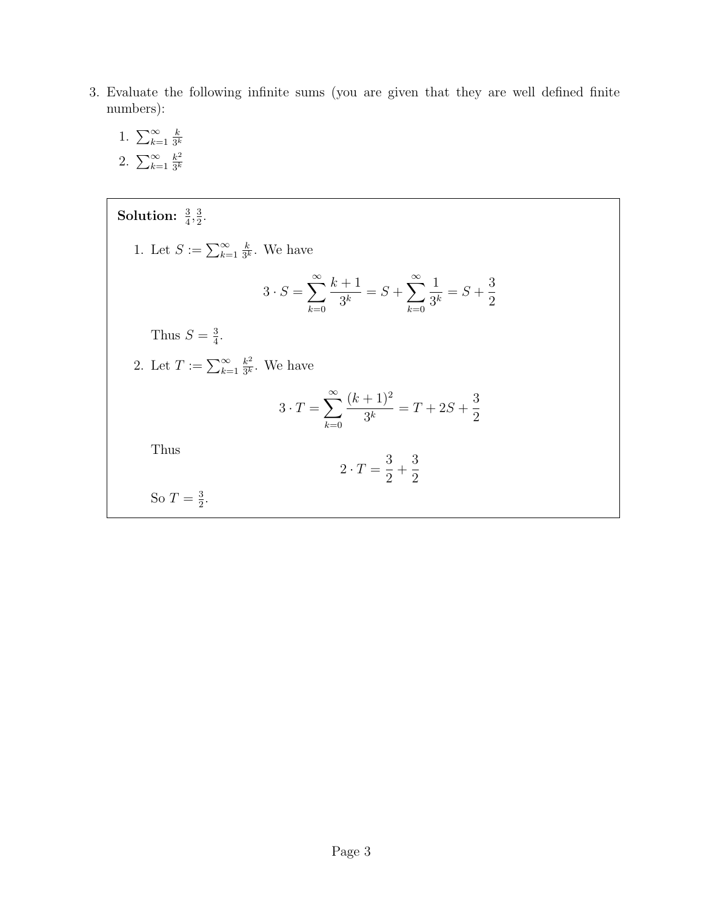3. Evaluate the following infinite sums (you are given that they are well defined finite numbers):

   1. $\sum_{k=1}^{\infty} \frac{k}{3^k}$
   2. $\sum_{k=1}^{\infty} \frac{k^2}{3^k}$

**Solution:** $\frac{3}{4}, \frac{3}{2}$.

1. Let $S := \sum_{k=1}^{\infty} \frac{k}{3^k}$. We have

$$3 \cdot S = \sum_{k=0}^{\infty} \frac{k+1}{3^k} = S + \sum_{k=0}^{\infty} \frac{1}{3^k} = S + \frac{3}{2}$$

   Thus $S = \frac{3}{4}$.

2. Let $T := \sum_{k=1}^{\infty} \frac{k^2}{3^k}$. We have

$$3 \cdot T = \sum_{k=0}^{\infty} \frac{(k+1)^2}{3^k} = T + 2S + \frac{3}{2}$$

   Thus

$$2 \cdot T = \frac{3}{2} + \frac{3}{2}$$

   So $T = \frac{3}{2}$.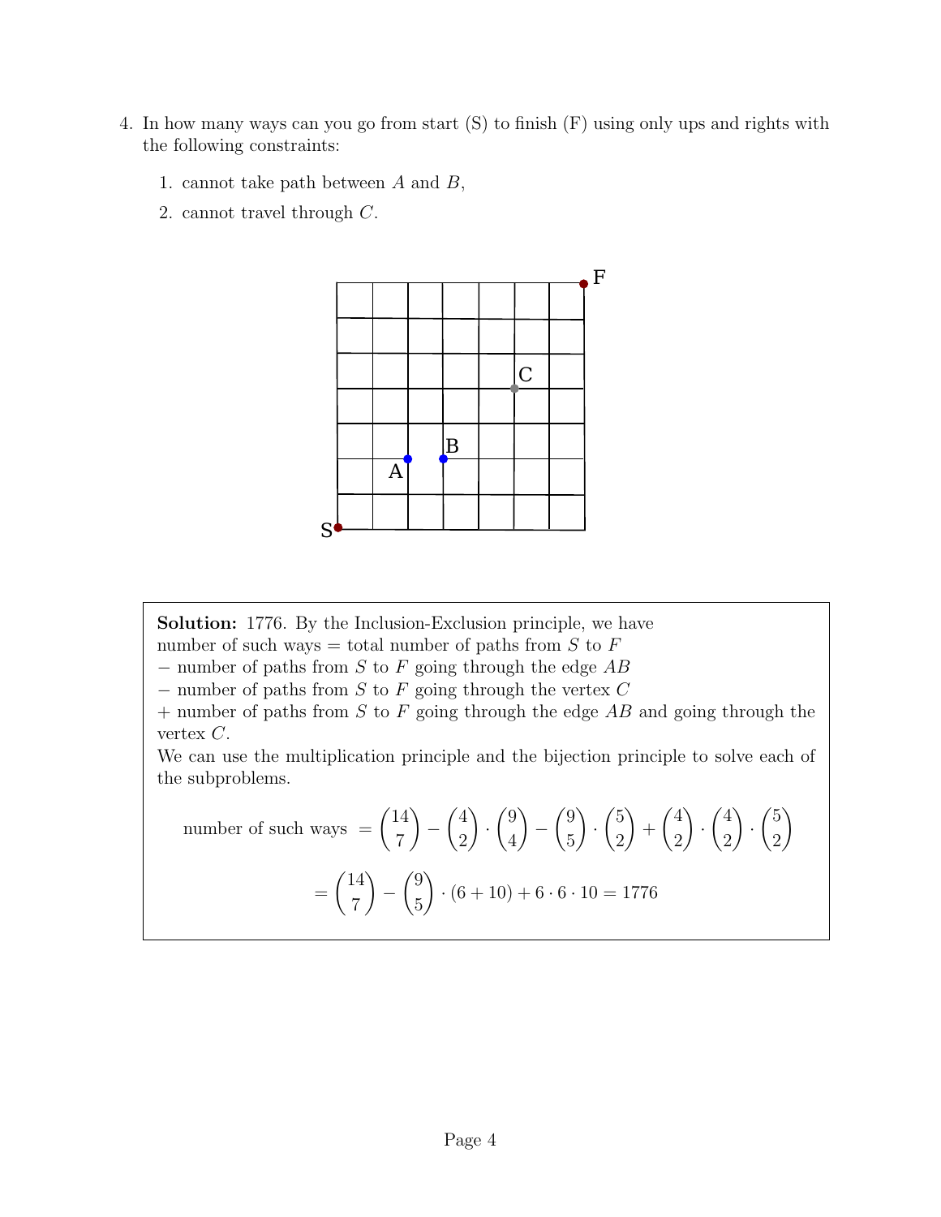4. In how many ways can you go from start (S) to finish (F) using only ups and rights with the following constraints:

    1. cannot take path between $A$ and $B$,
    2. cannot travel through $C$.

**Solution:** 1776. By the Inclusion-Exclusion principle, we have
number of such ways = total number of paths from $S$ to $F$
− number of paths from $S$ to $F$ going through the edge $AB$
− number of paths from $S$ to $F$ going through the vertex $C$
+ number of paths from $S$ to $F$ going through the edge $AB$ and going through the vertex $C$.
We can use the multiplication principle and the bijection principle to solve each of the subproblems.

$$\text{number of such ways } = \binom{14}{7} - \binom{4}{2} \cdot \binom{9}{4} - \binom{9}{5} \cdot \binom{5}{2} + \binom{4}{2} \cdot \binom{4}{2} \cdot \binom{5}{2}$$

$$= \binom{14}{7} - \binom{9}{5} \cdot (6 + 10) + 6 \cdot 6 \cdot 10 = 1776$$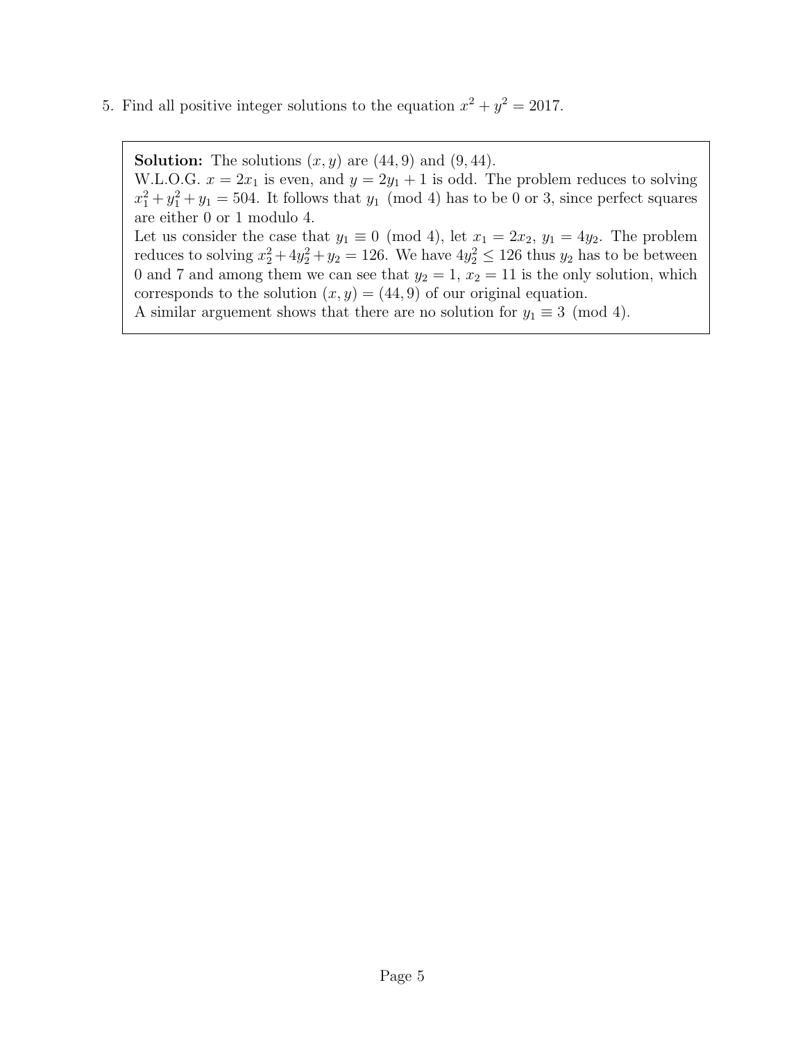5. Find all positive integer solutions to the equation $x^2 + y^2 = 2017$.

**Solution:** The solutions $(x, y)$ are $(44, 9)$ and $(9, 44)$.
W.L.O.G. $x = 2x_1$ is even, and $y = 2y_1 + 1$ is odd. The problem reduces to solving $x_1^2 + y_1^2 + y_1 = 504$. It follows that $y_1 \pmod 4$ has to be 0 or 3, since perfect squares are either 0 or 1 modulo 4.
Let us consider the case that $y_1 \equiv 0 \pmod 4$, let $x_1 = 2x_2$, $y_1 = 4y_2$. The problem reduces to solving $x_2^2 + 4y_2^2 + y_2 = 126$. We have $4y_2^2 \leq 126$ thus $y_2$ has to be between 0 and 7 and among them we can see that $y_2 = 1$, $x_2 = 11$ is the only solution, which corresponds to the solution $(x, y) = (44, 9)$ of our original equation.
A similar arguement shows that there are no solution for $y_1 \equiv 3 \pmod 4$.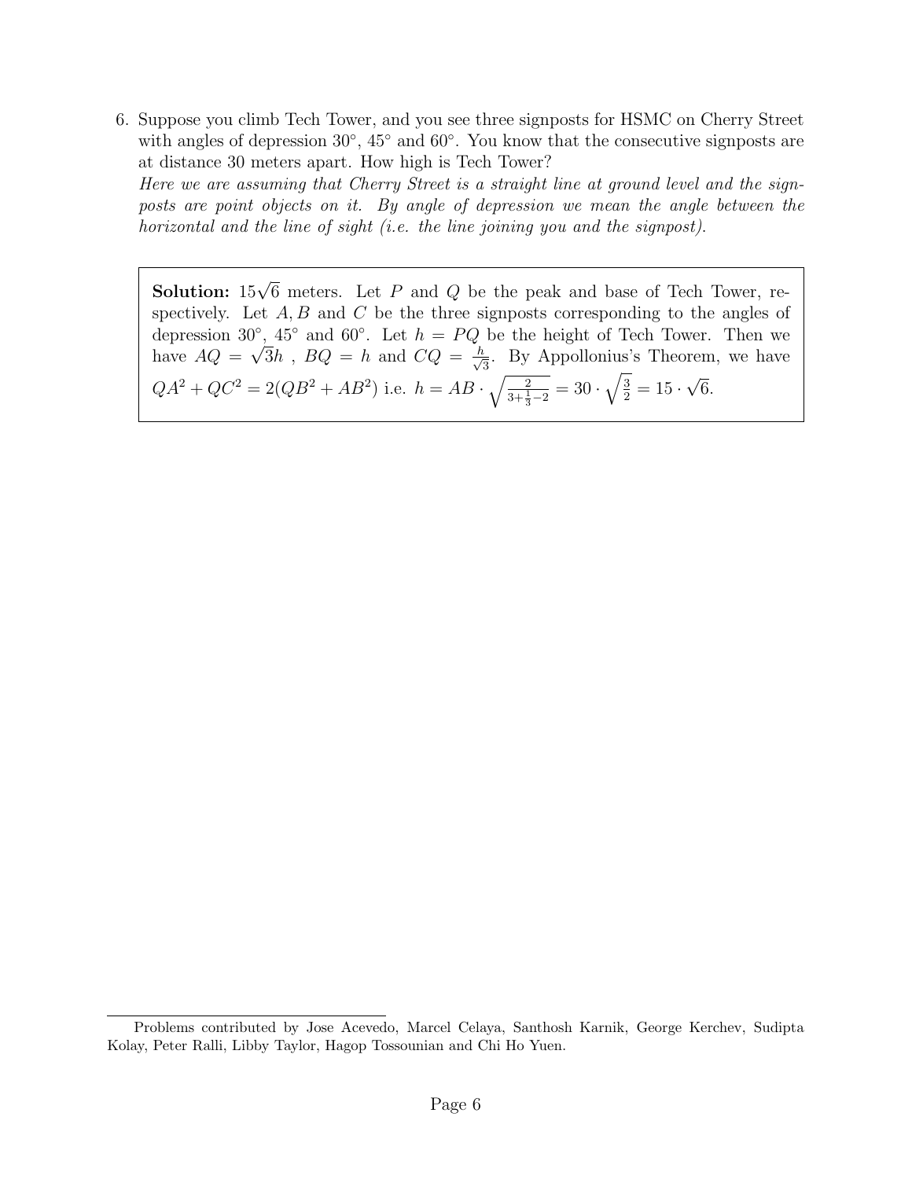6. Suppose you climb Tech Tower, and you see three signposts for HSMC on Cherry Street with angles of depression $30^\circ$, $45^\circ$ and $60^\circ$. You know that the consecutive signposts are at distance 30 meters apart. How high is Tech Tower?

   *Here we are assuming that Cherry Street is a straight line at ground level and the signposts are point objects on it. By angle of depression we mean the angle between the horizontal and the line of sight (i.e. the line joining you and the signpost).*

> **Solution:** $15\sqrt{6}$ meters. Let $P$ and $Q$ be the peak and base of Tech Tower, respectively. Let $A, B$ and $C$ be the three signposts corresponding to the angles of depression $30^\circ$, $45^\circ$ and $60^\circ$. Let $h = PQ$ be the height of Tech Tower. Then we have $AQ = \sqrt{3}h$ , $BQ = h$ and $CQ = \frac{h}{\sqrt{3}}$. By Appollonius's Theorem, we have $QA^2 + QC^2 = 2(QB^2 + AB^2)$ i.e. $h = AB \cdot \sqrt{\frac{2}{3+\frac{1}{3}-2}} = 30 \cdot \sqrt{\frac{3}{2}} = 15 \cdot \sqrt{6}$.

Problems contributed by Jose Acevedo, Marcel Celaya, Santhosh Karnik, George Kerchev, Sudipta Kolay, Peter Ralli, Libby Taylor, Hagop Tossounian and Chi Ho Yuen.